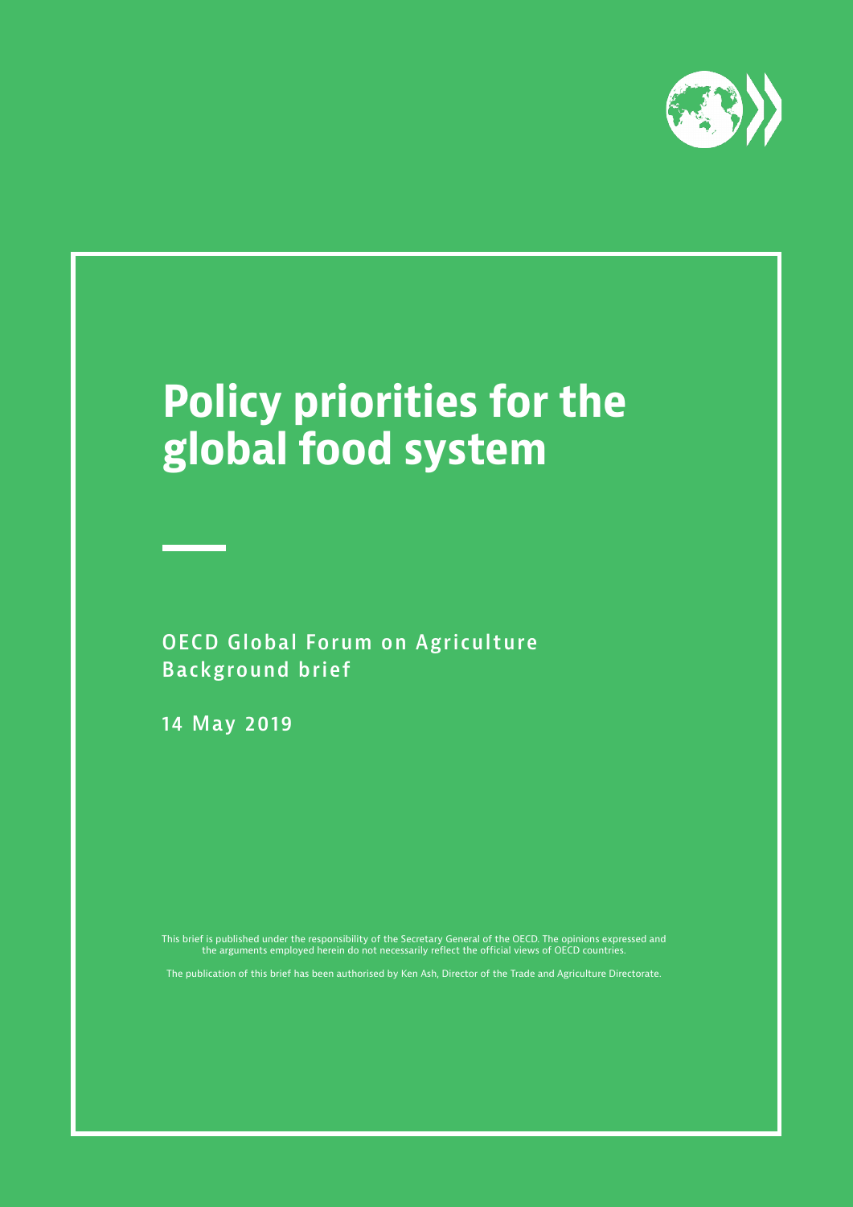# Policy priorities for the global food system

OECD Global Forum on Agriculture
Background brief

14 May 2019

This brief is published under the responsibility of the Secretary General of the OECD. The opinions expressed and the arguments employed herein do not necessarily reflect the official views of OECD countries.

The publication of this brief has been authorised by Ken Ash, Director of the Trade and Agriculture Directorate.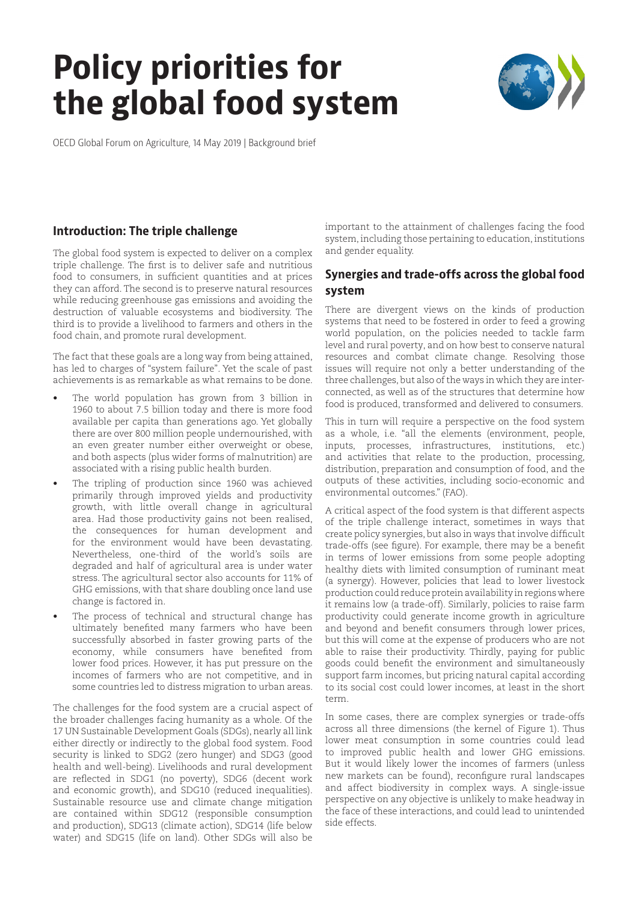# Policy priorities for the global food system

OECD Global Forum on Agriculture, 14 May 2019 | Background brief

## Introduction: The triple challenge

The global food system is expected to deliver on a complex triple challenge. The first is to deliver safe and nutritious food to consumers, in sufficient quantities and at prices they can afford. The second is to preserve natural resources while reducing greenhouse gas emissions and avoiding the destruction of valuable ecosystems and biodiversity. The third is to provide a livelihood to farmers and others in the food chain, and promote rural development.

The fact that these goals are a long way from being attained, has led to charges of "system failure". Yet the scale of past achievements is as remarkable as what remains to be done.

- The world population has grown from 3 billion in 1960 to about 7.5 billion today and there is more food available per capita than generations ago. Yet globally there are over 800 million people undernourished, with an even greater number either overweight or obese, and both aspects (plus wider forms of malnutrition) are associated with a rising public health burden.
- The tripling of production since 1960 was achieved primarily through improved yields and productivity growth, with little overall change in agricultural area. Had those productivity gains not been realised, the consequences for human development and for the environment would have been devastating. Nevertheless, one-third of the world's soils are degraded and half of agricultural area is under water stress. The agricultural sector also accounts for 11% of GHG emissions, with that share doubling once land use change is factored in.
- The process of technical and structural change has ultimately benefited many farmers who have been successfully absorbed in faster growing parts of the economy, while consumers have benefited from lower food prices. However, it has put pressure on the incomes of farmers who are not competitive, and in some countries led to distress migration to urban areas.

The challenges for the food system are a crucial aspect of the broader challenges facing humanity as a whole. Of the 17 UN Sustainable Development Goals (SDGs), nearly all link either directly or indirectly to the global food system. Food security is linked to SDG2 (zero hunger) and SDG3 (good health and well-being). Livelihoods and rural development are reflected in SDG1 (no poverty), SDG6 (decent work and economic growth), and SDG10 (reduced inequalities). Sustainable resource use and climate change mitigation are contained within SDG12 (responsible consumption and production), SDG13 (climate action), SDG14 (life below water) and SDG15 (life on land). Other SDGs will also be important to the attainment of challenges facing the food system, including those pertaining to education, institutions and gender equality.

## Synergies and trade-offs across the global food system

There are divergent views on the kinds of production systems that need to be fostered in order to feed a growing world population, on the policies needed to tackle farm level and rural poverty, and on how best to conserve natural resources and combat climate change. Resolving those issues will require not only a better understanding of the three challenges, but also of the ways in which they are interconnected, as well as of the structures that determine how food is produced, transformed and delivered to consumers.

This in turn will require a perspective on the food system as a whole, i.e. "all the elements (environment, people, inputs, processes, infrastructures, institutions, etc.) and activities that relate to the production, processing, distribution, preparation and consumption of food, and the outputs of these activities, including socio-economic and environmental outcomes." (FAO).

A critical aspect of the food system is that different aspects of the triple challenge interact, sometimes in ways that create policy synergies, but also in ways that involve difficult trade-offs (see figure). For example, there may be a benefit in terms of lower emissions from some people adopting healthy diets with limited consumption of ruminant meat (a synergy). However, policies that lead to lower livestock production could reduce protein availability in regions where it remains low (a trade-off). Similarly, policies to raise farm productivity could generate income growth in agriculture and beyond and benefit consumers through lower prices, but this will come at the expense of producers who are not able to raise their productivity. Thirdly, paying for public goods could benefit the environment and simultaneously support farm incomes, but pricing natural capital according to its social cost could lower incomes, at least in the short term.

In some cases, there are complex synergies or trade-offs across all three dimensions (the kernel of Figure 1). Thus lower meat consumption in some countries could lead to improved public health and lower GHG emissions. But it would likely lower the incomes of farmers (unless new markets can be found), reconfigure rural landscapes and affect biodiversity in complex ways. A single-issue perspective on any objective is unlikely to make headway in the face of these interactions, and could lead to unintended side effects.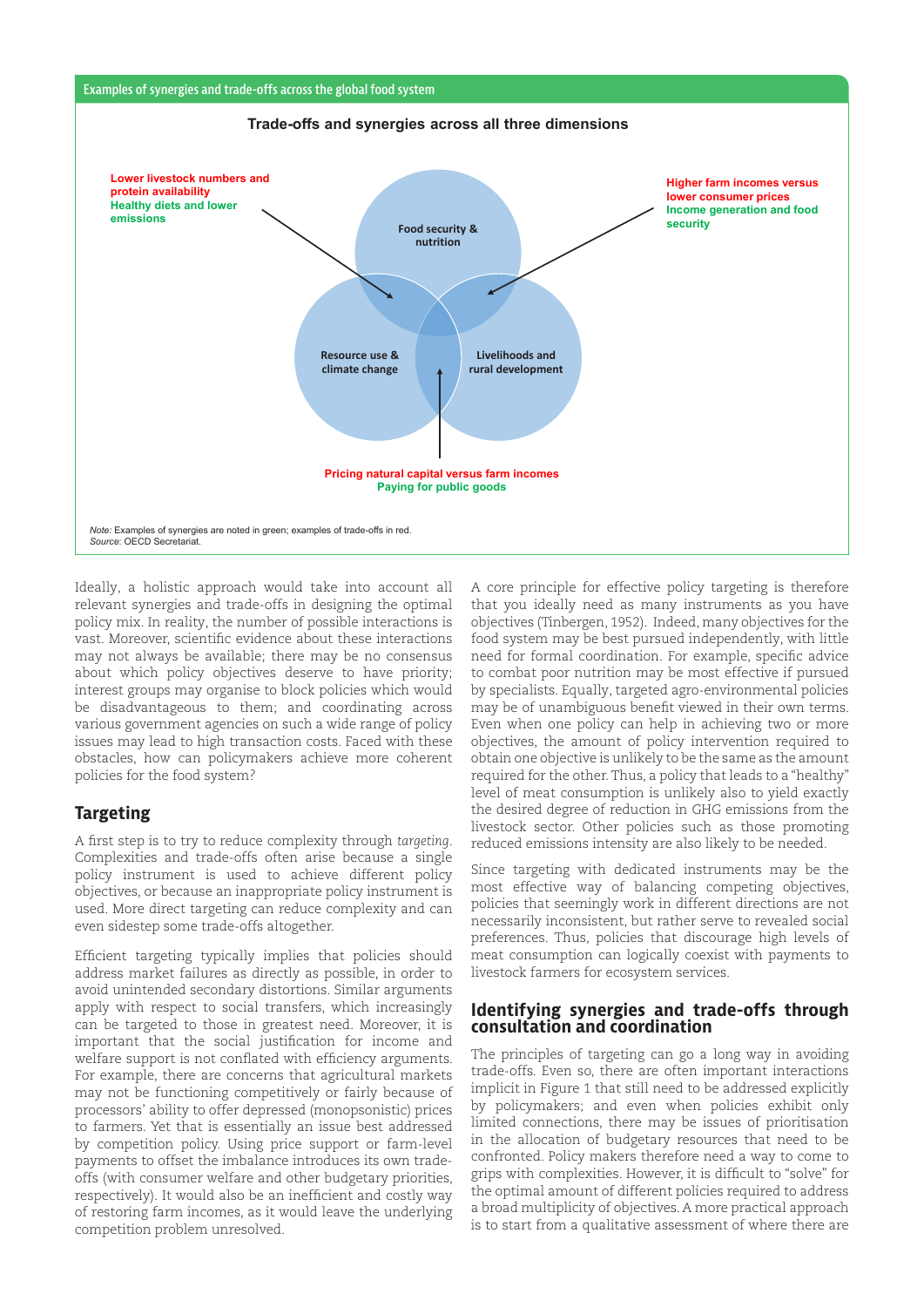Examples of synergies and trade-offs across the global food system

**Trade-offs and synergies across all three dimensions**

Food security & nutrition

Resource use & climate change

Livelihoods and rural development

Lower livestock numbers and protein availability
Healthy diets and lower emissions

Higher farm incomes versus lower consumer prices
Income generation and food security

Pricing natural capital versus farm incomes
Paying for public goods

*Note*: Examples of synergies are noted in green; examples of trade-offs in red.
*Source*: OECD Secretariat.

Ideally, a holistic approach would take into account all relevant synergies and trade-offs in designing the optimal policy mix. In reality, the number of possible interactions is vast. Moreover, scientific evidence about these interactions may not always be available; there may be no consensus about which policy objectives deserve to have priority; interest groups may organise to block policies which would be disadvantageous to them; and coordinating across various government agencies on such a wide range of policy issues may lead to high transaction costs. Faced with these obstacles, how can policymakers achieve more coherent policies for the food system?

## Targeting

A first step is to try to reduce complexity through *targeting*. Complexities and trade-offs often arise because a single policy instrument is used to achieve different policy objectives, or because an inappropriate policy instrument is used. More direct targeting can reduce complexity and can even sidestep some trade-offs altogether.

Efficient targeting typically implies that policies should address market failures as directly as possible, in order to avoid unintended secondary distortions. Similar arguments apply with respect to social transfers, which increasingly can be targeted to those in greatest need. Moreover, it is important that the social justification for income and welfare support is not conflated with efficiency arguments. For example, there are concerns that agricultural markets may not be functioning competitively or fairly because of processors' ability to offer depressed (monopsonistic) prices to farmers. Yet that is essentially an issue best addressed by competition policy. Using price support or farm-level payments to offset the imbalance introduces its own trade-offs (with consumer welfare and other budgetary priorities, respectively). It would also be an inefficient and costly way of restoring farm incomes, as it would leave the underlying competition problem unresolved.

A core principle for effective policy targeting is therefore that you ideally need as many instruments as you have objectives (Tinbergen, 1952). Indeed, many objectives for the food system may be best pursued independently, with little need for formal coordination. For example, specific advice to combat poor nutrition may be most effective if pursued by specialists. Equally, targeted agro-environmental policies may be of unambiguous benefit viewed in their own terms. Even when one policy can help in achieving two or more objectives, the amount of policy intervention required to obtain one objective is unlikely to be the same as the amount required for the other. Thus, a policy that leads to a "healthy" level of meat consumption is unlikely also to yield exactly the desired degree of reduction in GHG emissions from the livestock sector. Other policies such as those promoting reduced emissions intensity are also likely to be needed.

Since targeting with dedicated instruments may be the most effective way of balancing competing objectives, policies that seemingly work in different directions are not necessarily inconsistent, but rather serve to revealed social preferences. Thus, policies that discourage high levels of meat consumption can logically coexist with payments to livestock farmers for ecosystem services.

## Identifying synergies and trade-offs through consultation and coordination

The principles of targeting can go a long way in avoiding trade-offs. Even so, there are often important interactions implicit in Figure 1 that still need to be addressed explicitly by policymakers; and even when policies exhibit only limited connections, there may be issues of prioritisation in the allocation of budgetary resources that need to be confronted. Policy makers therefore need a way to come to grips with complexities. However, it is difficult to "solve" for the optimal amount of different policies required to address a broad multiplicity of objectives. A more practical approach is to start from a qualitative assessment of where there are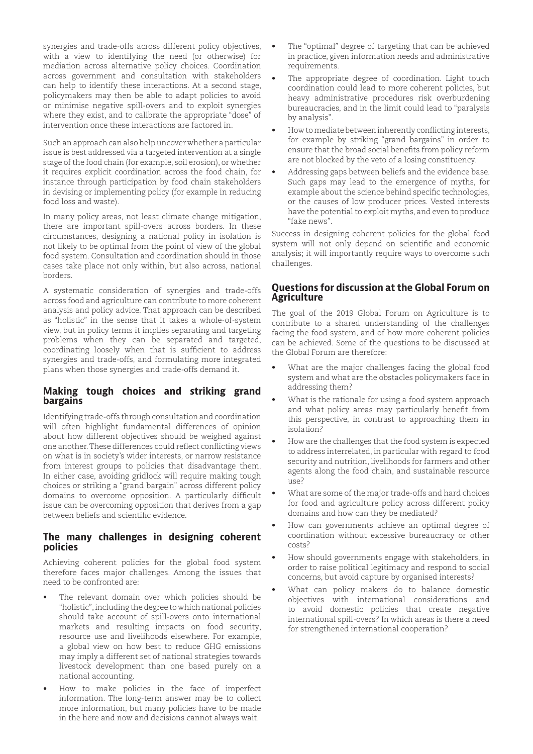synergies and trade-offs across different policy objectives, with a view to identifying the need (or otherwise) for mediation across alternative policy choices. Coordination across government and consultation with stakeholders can help to identify these interactions. At a second stage, policymakers may then be able to adapt policies to avoid or minimise negative spill-overs and to exploit synergies where they exist, and to calibrate the appropriate "dose" of intervention once these interactions are factored in.

Such an approach can also help uncover whether a particular issue is best addressed via a targeted intervention at a single stage of the food chain (for example, soil erosion), or whether it requires explicit coordination across the food chain, for instance through participation by food chain stakeholders in devising or implementing policy (for example in reducing food loss and waste).

In many policy areas, not least climate change mitigation, there are important spill-overs across borders. In these circumstances, designing a national policy in isolation is not likely to be optimal from the point of view of the global food system. Consultation and coordination should in those cases take place not only within, but also across, national borders.

A systematic consideration of synergies and trade-offs across food and agriculture can contribute to more coherent analysis and policy advice. That approach can be described as "holistic" in the sense that it takes a whole-of-system view, but in policy terms it implies separating and targeting problems when they can be separated and targeted, coordinating loosely when that is sufficient to address synergies and trade-offs, and formulating more integrated plans when those synergies and trade-offs demand it.

## Making tough choices and striking grand bargains

Identifying trade-offs through consultation and coordination will often highlight fundamental differences of opinion about how different objectives should be weighed against one another. These differences could reflect conflicting views on what is in society's wider interests, or narrow resistance from interest groups to policies that disadvantage them. In either case, avoiding gridlock will require making tough choices or striking a "grand bargain" across different policy domains to overcome opposition. A particularly difficult issue can be overcoming opposition that derives from a gap between beliefs and scientific evidence.

## The many challenges in designing coherent policies

Achieving coherent policies for the global food system therefore faces major challenges. Among the issues that need to be confronted are:

- The relevant domain over which policies should be "holistic", including the degree to which national policies should take account of spill-overs onto international markets and resulting impacts on food security, resource use and livelihoods elsewhere. For example, a global view on how best to reduce GHG emissions may imply a different set of national strategies towards livestock development than one based purely on a national accounting.
- How to make policies in the face of imperfect information. The long-term answer may be to collect more information, but many policies have to be made in the here and now and decisions cannot always wait.
- The "optimal" degree of targeting that can be achieved in practice, given information needs and administrative requirements.
- The appropriate degree of coordination. Light touch coordination could lead to more coherent policies, but heavy administrative procedures risk overburdening bureaucracies, and in the limit could lead to "paralysis by analysis".
- How to mediate between inherently conflicting interests, for example by striking "grand bargains" in order to ensure that the broad social benefits from policy reform are not blocked by the veto of a losing constituency.
- Addressing gaps between beliefs and the evidence base. Such gaps may lead to the emergence of myths, for example about the science behind specific technologies, or the causes of low producer prices. Vested interests have the potential to exploit myths, and even to produce "fake news".

Success in designing coherent policies for the global food system will not only depend on scientific and economic analysis; it will importantly require ways to overcome such challenges.

## Questions for discussion at the Global Forum on Agriculture

The goal of the 2019 Global Forum on Agriculture is to contribute to a shared understanding of the challenges facing the food system, and of how more coherent policies can be achieved. Some of the questions to be discussed at the Global Forum are therefore:

- What are the major challenges facing the global food system and what are the obstacles policymakers face in addressing them?
- What is the rationale for using a food system approach and what policy areas may particularly benefit from this perspective, in contrast to approaching them in isolation?
- How are the challenges that the food system is expected to address interrelated, in particular with regard to food security and nutrition, livelihoods for farmers and other agents along the food chain, and sustainable resource use?
- What are some of the major trade-offs and hard choices for food and agriculture policy across different policy domains and how can they be mediated?
- How can governments achieve an optimal degree of coordination without excessive bureaucracy or other costs?
- How should governments engage with stakeholders, in order to raise political legitimacy and respond to social concerns, but avoid capture by organised interests?
- What can policy makers do to balance domestic objectives with international considerations and to avoid domestic policies that create negative international spill-overs? In which areas is there a need for strengthened international cooperation?